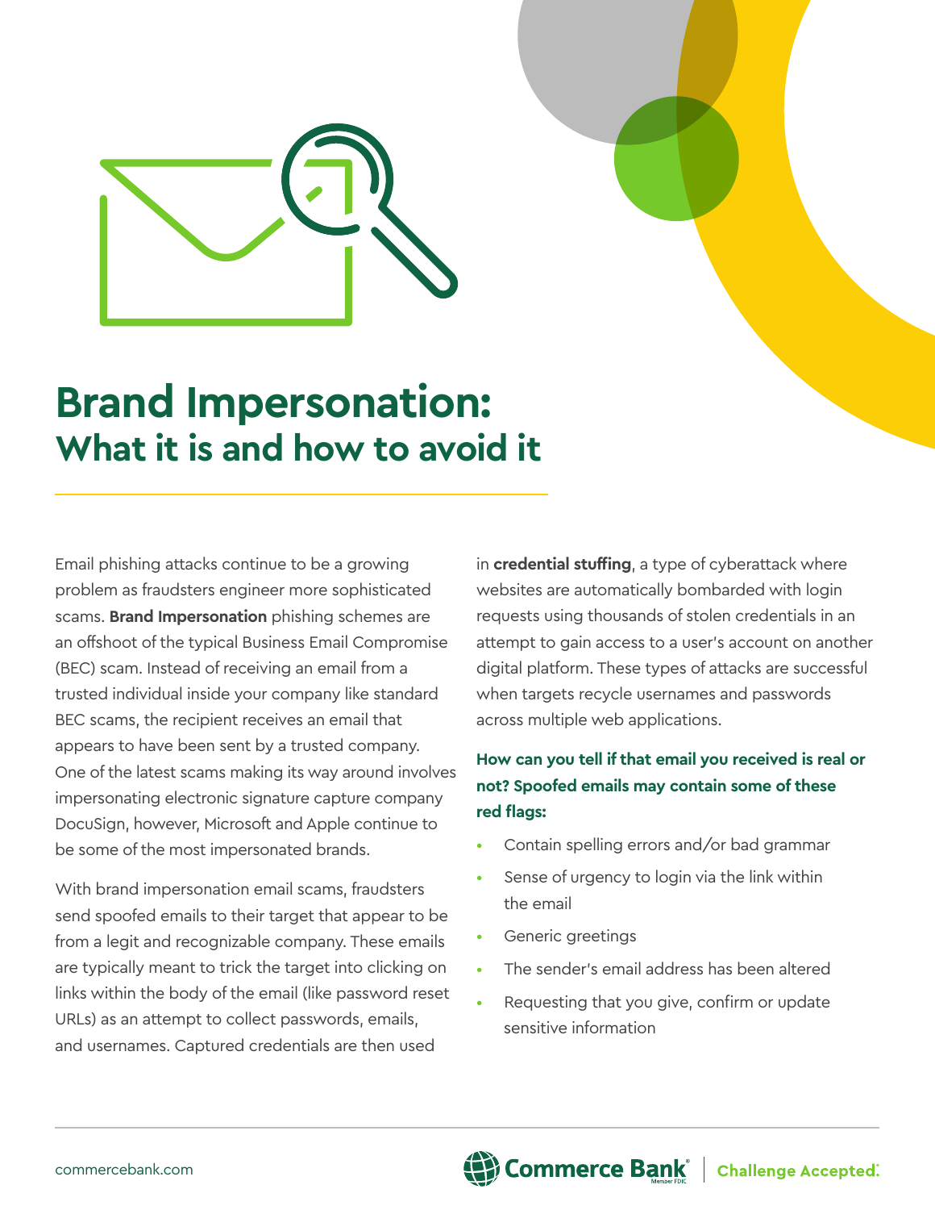# Brand Impersonation:

## What it is and how to avoid it

Email phishing attacks continue to be a growing problem as fraudsters engineer more sophisticated scams. **Brand Impersonation** phishing schemes are an offshoot of the typical Business Email Compromise (BEC) scam. Instead of receiving an email from a trusted individual inside your company like standard BEC scams, the recipient receives an email that appears to have been sent by a trusted company. One of the latest scams making its way around involves impersonating electronic signature capture company DocuSign, however, Microsoft and Apple continue to be some of the most impersonated brands.

With brand impersonation email scams, fraudsters send spoofed emails to their target that appear to be from a legit and recognizable company. These emails are typically meant to trick the target into clicking on links within the body of the email (like password reset URLs) as an attempt to collect passwords, emails, and usernames. Captured credentials are then used in **credential stuffing**, a type of cyberattack where websites are automatically bombarded with login requests using thousands of stolen credentials in an attempt to gain access to a user's account on another digital platform. These types of attacks are successful when targets recycle usernames and passwords across multiple web applications.

**How can you tell if that email you received is real or not? Spoofed emails may contain some of these red flags:**

- Contain spelling errors and/or bad grammar
- Sense of urgency to login via the link within the email
- Generic greetings
- The sender's email address has been altered
- Requesting that you give, confirm or update sensitive information

commercebank.com

Commerce Bank | Challenge Accepted.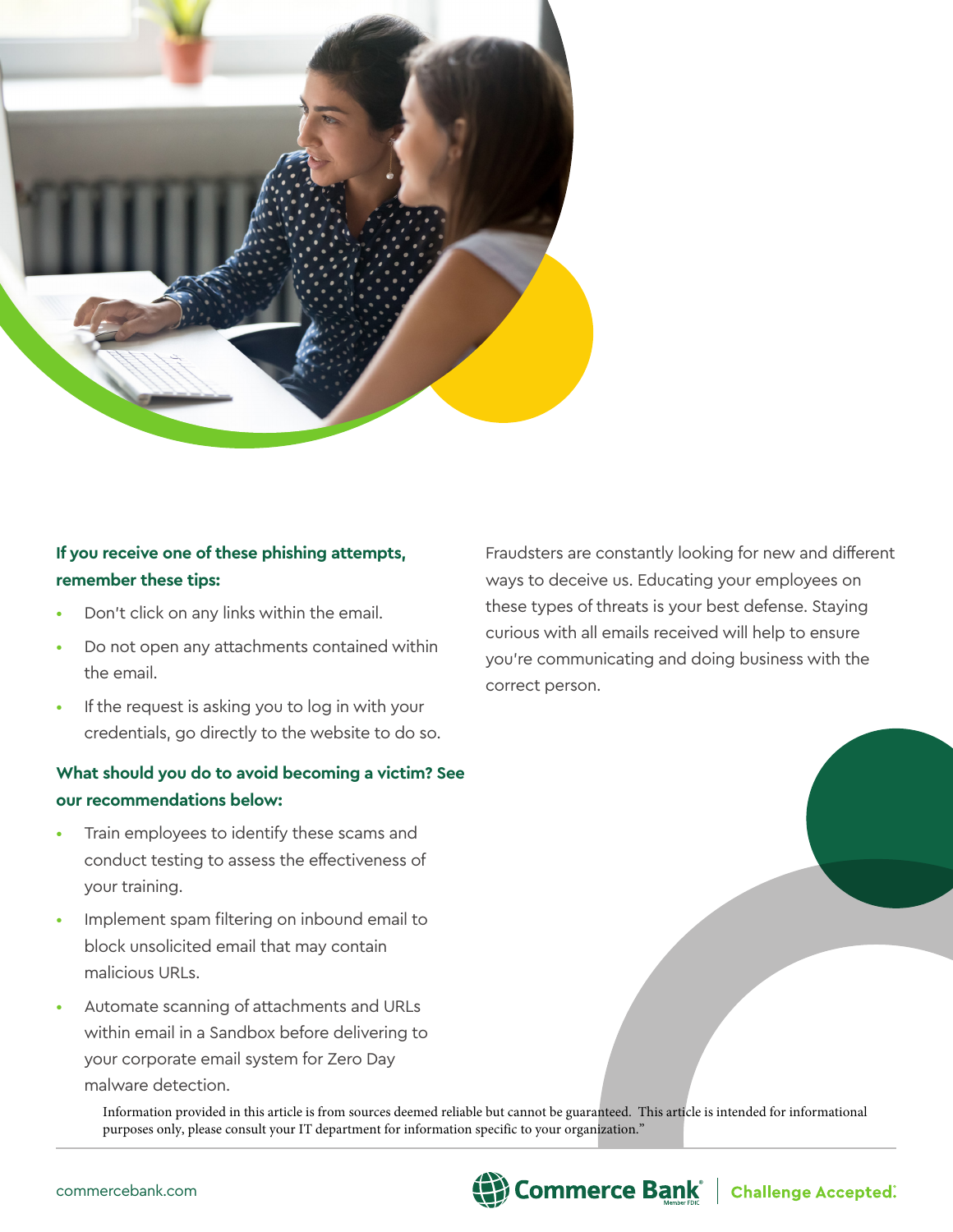**If you receive one of these phishing attempts, remember these tips:**

- Don't click on any links within the email.
- Do not open any attachments contained within the email.
- If the request is asking you to log in with your credentials, go directly to the website to do so.

**What should you do to avoid becoming a victim? See our recommendations below:**

- Train employees to identify these scams and conduct testing to assess the effectiveness of your training.
- Implement spam filtering on inbound email to block unsolicited email that may contain malicious URLs.
- Automate scanning of attachments and URLs within email in a Sandbox before delivering to your corporate email system for Zero Day malware detection.

Fraudsters are constantly looking for new and different ways to deceive us. Educating your employees on these types of threats is your best defense. Staying curious with all emails received will help to ensure you're communicating and doing business with the correct person.

Information provided in this article is from sources deemed reliable but cannot be guaranteed. This article is intended for informational purposes only, please consult your IT department for information specific to your organization."

commercebank.com

Commerce Bank | Challenge Accepted.